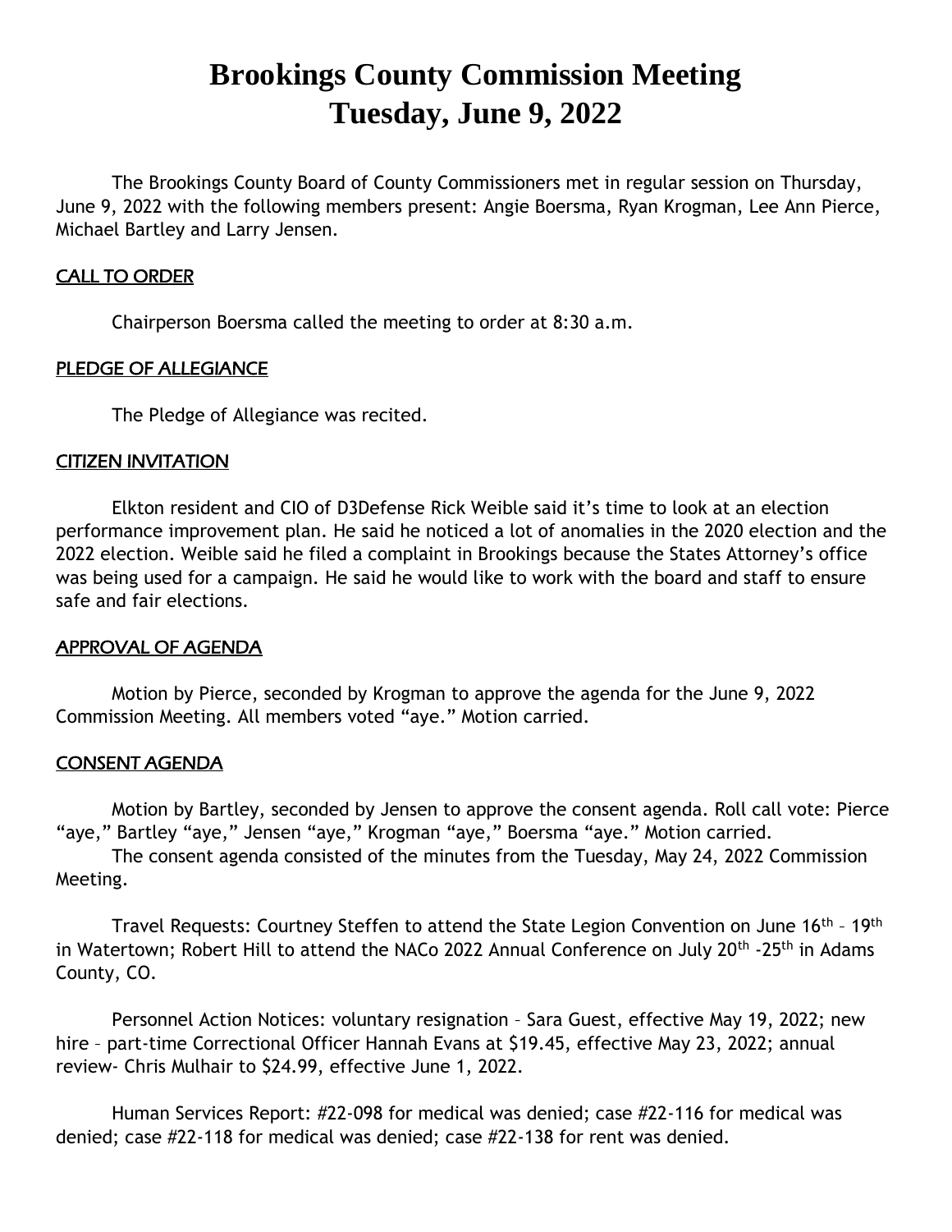# Brookings County Commission Meeting
# Tuesday, June 9, 2022

The Brookings County Board of County Commissioners met in regular session on Thursday, June 9, 2022 with the following members present: Angie Boersma, Ryan Krogman, Lee Ann Pierce, Michael Bartley and Larry Jensen.

## CALL TO ORDER

Chairperson Boersma called the meeting to order at 8:30 a.m.

## PLEDGE OF ALLEGIANCE

The Pledge of Allegiance was recited.

## CITIZEN INVITATION

Elkton resident and CIO of D3Defense Rick Weible said it's time to look at an election performance improvement plan. He said he noticed a lot of anomalies in the 2020 election and the 2022 election. Weible said he filed a complaint in Brookings because the States Attorney's office was being used for a campaign. He said he would like to work with the board and staff to ensure safe and fair elections.

## APPROVAL OF AGENDA

Motion by Pierce, seconded by Krogman to approve the agenda for the June 9, 2022 Commission Meeting. All members voted "aye." Motion carried.

## CONSENT AGENDA

Motion by Bartley, seconded by Jensen to approve the consent agenda. Roll call vote: Pierce "aye," Bartley "aye," Jensen "aye," Krogman "aye," Boersma "aye." Motion carried.

The consent agenda consisted of the minutes from the Tuesday, May 24, 2022 Commission Meeting.

Travel Requests: Courtney Steffen to attend the State Legion Convention on June 16th – 19th in Watertown; Robert Hill to attend the NACo 2022 Annual Conference on July 20th -25th in Adams County, CO.

Personnel Action Notices: voluntary resignation – Sara Guest, effective May 19, 2022; new hire – part-time Correctional Officer Hannah Evans at $19.45, effective May 23, 2022; annual review- Chris Mulhair to $24.99, effective June 1, 2022.

Human Services Report: #22-098 for medical was denied; case #22-116 for medical was denied; case #22-118 for medical was denied; case #22-138 for rent was denied.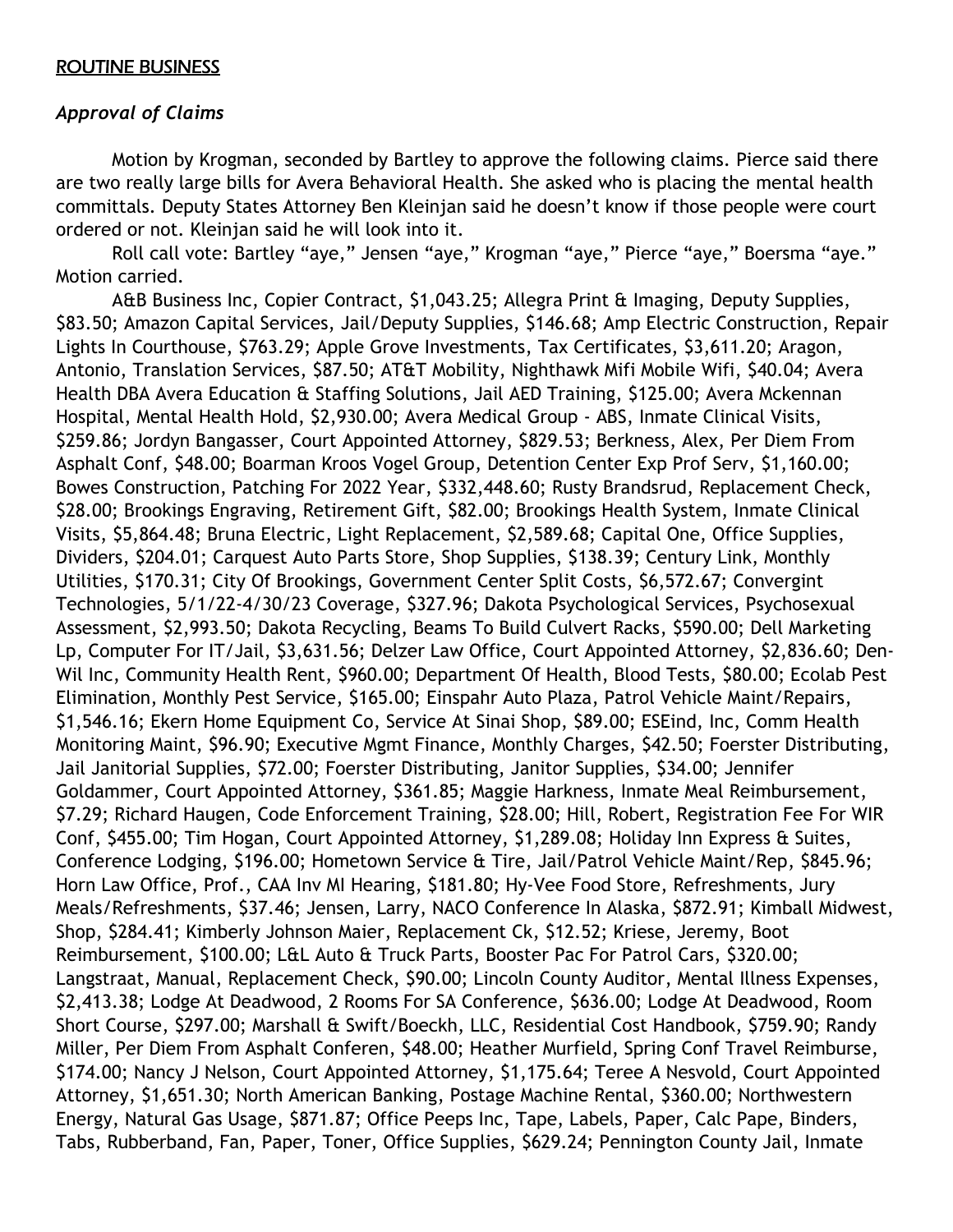**ROUTINE BUSINESS**

## *Approval of Claims*

Motion by Krogman, seconded by Bartley to approve the following claims. Pierce said there are two really large bills for Avera Behavioral Health. She asked who is placing the mental health committals. Deputy States Attorney Ben Kleinjan said he doesn't know if those people were court ordered or not. Kleinjan said he will look into it.

Roll call vote: Bartley "aye," Jensen "aye," Krogman "aye," Pierce "aye," Boersma "aye." Motion carried.

A&B Business Inc, Copier Contract, $1,043.25; Allegra Print & Imaging, Deputy Supplies, $83.50; Amazon Capital Services, Jail/Deputy Supplies, $146.68; Amp Electric Construction, Repair Lights In Courthouse, $763.29; Apple Grove Investments, Tax Certificates, $3,611.20; Aragon, Antonio, Translation Services, $87.50; AT&T Mobility, Nighthawk Mifi Mobile Wifi, $40.04; Avera Health DBA Avera Education & Staffing Solutions, Jail AED Training, $125.00; Avera Mckennan Hospital, Mental Health Hold, $2,930.00; Avera Medical Group - ABS, Inmate Clinical Visits, $259.86; Jordyn Bangasser, Court Appointed Attorney, $829.53; Berkness, Alex, Per Diem From Asphalt Conf, $48.00; Boarman Kroos Vogel Group, Detention Center Exp Prof Serv, $1,160.00; Bowes Construction, Patching For 2022 Year, $332,448.60; Rusty Brandsrud, Replacement Check, $28.00; Brookings Engraving, Retirement Gift, $82.00; Brookings Health System, Inmate Clinical Visits, $5,864.48; Bruna Electric, Light Replacement, $2,589.68; Capital One, Office Supplies, Dividers, $204.01; Carquest Auto Parts Store, Shop Supplies, $138.39; Century Link, Monthly Utilities, $170.31; City Of Brookings, Government Center Split Costs, $6,572.67; Convergint Technologies, 5/1/22-4/30/23 Coverage, $327.96; Dakota Psychological Services, Psychosexual Assessment, $2,993.50; Dakota Recycling, Beams To Build Culvert Racks, $590.00; Dell Marketing Lp, Computer For IT/Jail, $3,631.56; Delzer Law Office, Court Appointed Attorney, $2,836.60; Den-Wil Inc, Community Health Rent, $960.00; Department Of Health, Blood Tests, $80.00; Ecolab Pest Elimination, Monthly Pest Service, $165.00; Einspahr Auto Plaza, Patrol Vehicle Maint/Repairs, $1,546.16; Ekern Home Equipment Co, Service At Sinai Shop, $89.00; ESEind, Inc, Comm Health Monitoring Maint, $96.90; Executive Mgmt Finance, Monthly Charges, $42.50; Foerster Distributing, Jail Janitorial Supplies, $72.00; Foerster Distributing, Janitor Supplies, $34.00; Jennifer Goldammer, Court Appointed Attorney, $361.85; Maggie Harkness, Inmate Meal Reimbursement, $7.29; Richard Haugen, Code Enforcement Training, $28.00; Hill, Robert, Registration Fee For WIR Conf, $455.00; Tim Hogan, Court Appointed Attorney, $1,289.08; Holiday Inn Express & Suites, Conference Lodging, $196.00; Hometown Service & Tire, Jail/Patrol Vehicle Maint/Rep, $845.96; Horn Law Office, Prof., CAA Inv MI Hearing, $181.80; Hy-Vee Food Store, Refreshments, Jury Meals/Refreshments, $37.46; Jensen, Larry, NACO Conference In Alaska, $872.91; Kimball Midwest, Shop, $284.41; Kimberly Johnson Maier, Replacement Ck, $12.52; Kriese, Jeremy, Boot Reimbursement, $100.00; L&L Auto & Truck Parts, Booster Pac For Patrol Cars, $320.00; Langstraat, Manual, Replacement Check, $90.00; Lincoln County Auditor, Mental Illness Expenses, $2,413.38; Lodge At Deadwood, 2 Rooms For SA Conference, $636.00; Lodge At Deadwood, Room Short Course, $297.00; Marshall & Swift/Boeckh, LLC, Residential Cost Handbook, $759.90; Randy Miller, Per Diem From Asphalt Conferen, $48.00; Heather Murfield, Spring Conf Travel Reimburse, $174.00; Nancy J Nelson, Court Appointed Attorney, $1,175.64; Teree A Nesvold, Court Appointed Attorney, $1,651.30; North American Banking, Postage Machine Rental, $360.00; Northwestern Energy, Natural Gas Usage, $871.87; Office Peeps Inc, Tape, Labels, Paper, Calc Pape, Binders, Tabs, Rubberband, Fan, Paper, Toner, Office Supplies, $629.24; Pennington County Jail, Inmate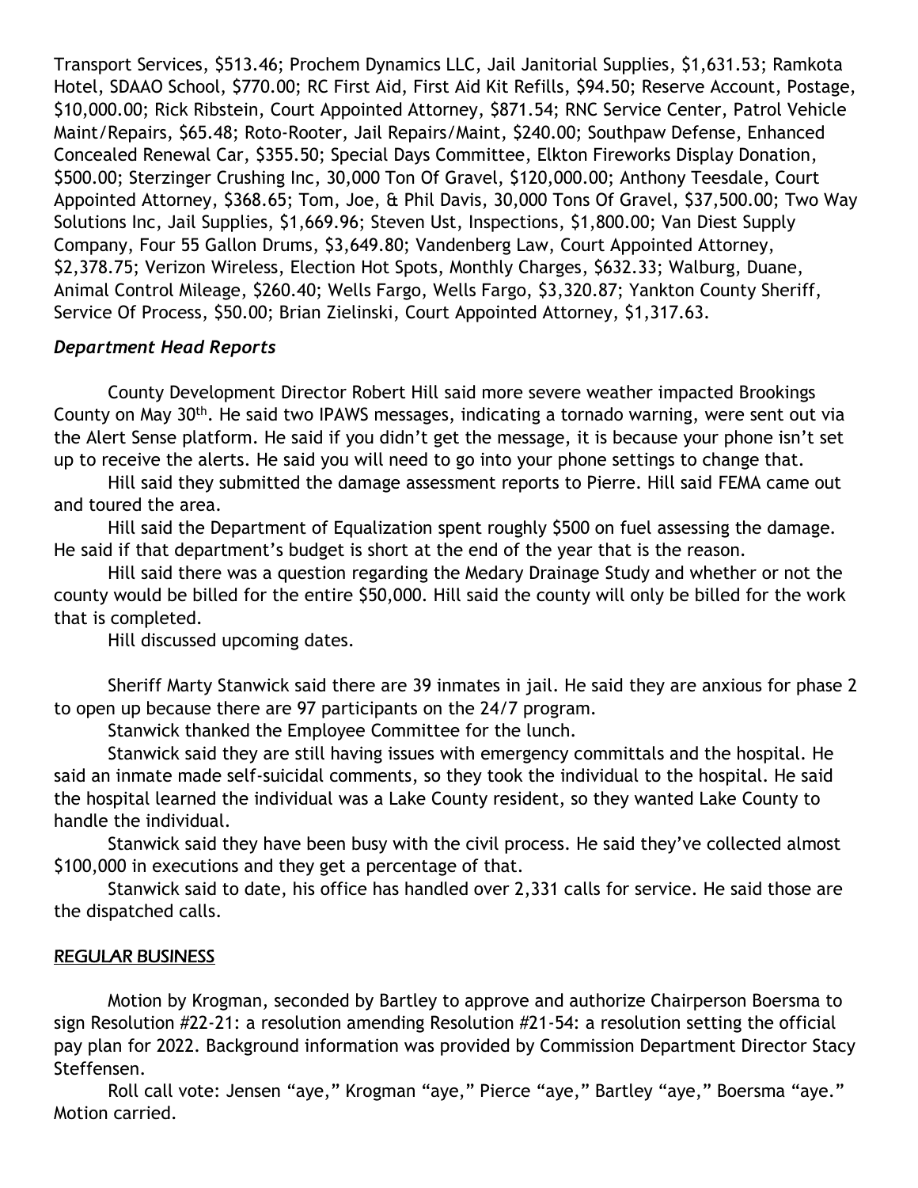Transport Services, $513.46; Prochem Dynamics LLC, Jail Janitorial Supplies, $1,631.53; Ramkota Hotel, SDAAO School, $770.00; RC First Aid, First Aid Kit Refills, $94.50; Reserve Account, Postage, $10,000.00; Rick Ribstein, Court Appointed Attorney, $871.54; RNC Service Center, Patrol Vehicle Maint/Repairs, $65.48; Roto-Rooter, Jail Repairs/Maint, $240.00; Southpaw Defense, Enhanced Concealed Renewal Car, $355.50; Special Days Committee, Elkton Fireworks Display Donation, $500.00; Sterzinger Crushing Inc, 30,000 Ton Of Gravel, $120,000.00; Anthony Teesdale, Court Appointed Attorney, $368.65; Tom, Joe, & Phil Davis, 30,000 Tons Of Gravel, $37,500.00; Two Way Solutions Inc, Jail Supplies, $1,669.96; Steven Ust, Inspections, $1,800.00; Van Diest Supply Company, Four 55 Gallon Drums, $3,649.80; Vandenberg Law, Court Appointed Attorney, $2,378.75; Verizon Wireless, Election Hot Spots, Monthly Charges, $632.33; Walburg, Duane, Animal Control Mileage, $260.40; Wells Fargo, Wells Fargo, $3,320.87; Yankton County Sheriff, Service Of Process, $50.00; Brian Zielinski, Court Appointed Attorney, $1,317.63.

### *Department Head Reports*

County Development Director Robert Hill said more severe weather impacted Brookings County on May 30th. He said two IPAWS messages, indicating a tornado warning, were sent out via the Alert Sense platform. He said if you didn't get the message, it is because your phone isn't set up to receive the alerts. He said you will need to go into your phone settings to change that.

Hill said they submitted the damage assessment reports to Pierre. Hill said FEMA came out and toured the area.

Hill said the Department of Equalization spent roughly $500 on fuel assessing the damage. He said if that department's budget is short at the end of the year that is the reason.

Hill said there was a question regarding the Medary Drainage Study and whether or not the county would be billed for the entire $50,000. Hill said the county will only be billed for the work that is completed.

Hill discussed upcoming dates.

Sheriff Marty Stanwick said there are 39 inmates in jail. He said they are anxious for phase 2 to open up because there are 97 participants on the 24/7 program.

Stanwick thanked the Employee Committee for the lunch.

Stanwick said they are still having issues with emergency committals and the hospital. He said an inmate made self-suicidal comments, so they took the individual to the hospital. He said the hospital learned the individual was a Lake County resident, so they wanted Lake County to handle the individual.

Stanwick said they have been busy with the civil process. He said they've collected almost $100,000 in executions and they get a percentage of that.

Stanwick said to date, his office has handled over 2,331 calls for service. He said those are the dispatched calls.

### REGULAR BUSINESS

Motion by Krogman, seconded by Bartley to approve and authorize Chairperson Boersma to sign Resolution #22-21: a resolution amending Resolution #21-54: a resolution setting the official pay plan for 2022. Background information was provided by Commission Department Director Stacy Steffensen.

Roll call vote: Jensen "aye," Krogman "aye," Pierce "aye," Bartley "aye," Boersma "aye." Motion carried.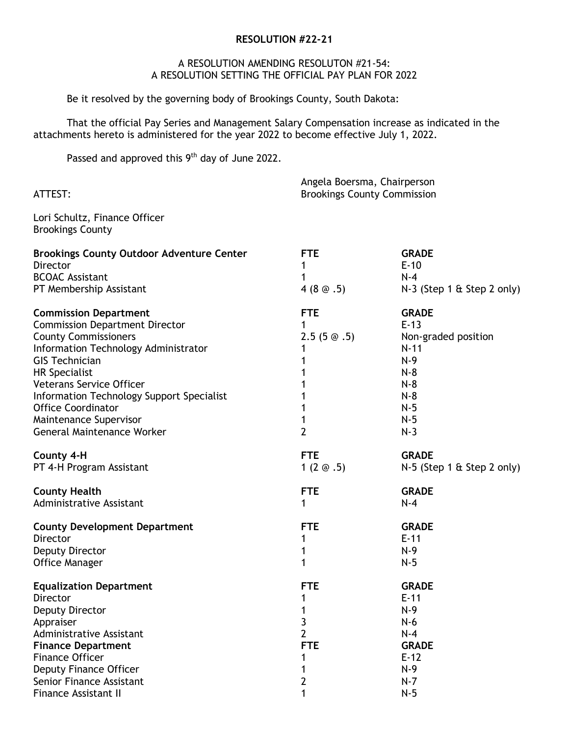**RESOLUTION #22-21**

A RESOLUTION AMENDING RESOLUTON #21-54:
A RESOLUTION SETTING THE OFFICIAL PAY PLAN FOR 2022

Be it resolved by the governing body of Brookings County, South Dakota:

That the official Pay Series and Management Salary Compensation increase as indicated in the attachments hereto is administered for the year 2022 to become effective July 1, 2022.

Passed and approved this 9th day of June 2022.

Angela Boersma, Chairperson
Brookings County Commission

ATTEST:

Lori Schultz, Finance Officer
Brookings County

| **Brookings County Outdoor Adventure Center** | **FTE** | **GRADE** |
|---|---|---|
| Director | 1 | E-10 |
| BCOAC Assistant | 1 | N-4 |
| PT Membership Assistant | 4 (8 @ .5) | N-3 (Step 1 & Step 2 only) |

| **Commission Department** | **FTE** | **GRADE** |
|---|---|---|
| Commission Department Director | 1 | E-13 |
| County Commissioners | 2.5 (5 @ .5) | Non-graded position |
| Information Technology Administrator | 1 | N-11 |
| GIS Technician | 1 | N-9 |
| HR Specialist | 1 | N-8 |
| Veterans Service Officer | 1 | N-8 |
| Information Technology Support Specialist | 1 | N-8 |
| Office Coordinator | 1 | N-5 |
| Maintenance Supervisor | 1 | N-5 |
| General Maintenance Worker | 2 | N-3 |

| **County 4-H** | **FTE** | **GRADE** |
|---|---|---|
| PT 4-H Program Assistant | 1 (2 @ .5) | N-5 (Step 1 & Step 2 only) |

| **County Health** | **FTE** | **GRADE** |
|---|---|---|
| Administrative Assistant | 1 | N-4 |

| **County Development Department** | **FTE** | **GRADE** |
|---|---|---|
| Director | 1 | E-11 |
| Deputy Director | 1 | N-9 |
| Office Manager | 1 | N-5 |

| **Equalization Department** | **FTE** | **GRADE** |
|---|---|---|
| Director | 1 | E-11 |
| Deputy Director | 1 | N-9 |
| Appraiser | 3 | N-6 |
| Administrative Assistant | 2 | N-4 |

| **Finance Department** | **FTE** | **GRADE** |
|---|---|---|
| Finance Officer | 1 | E-12 |
| Deputy Finance Officer | 1 | N-9 |
| Senior Finance Assistant | 2 | N-7 |
| Finance Assistant II | 1 | N-5 |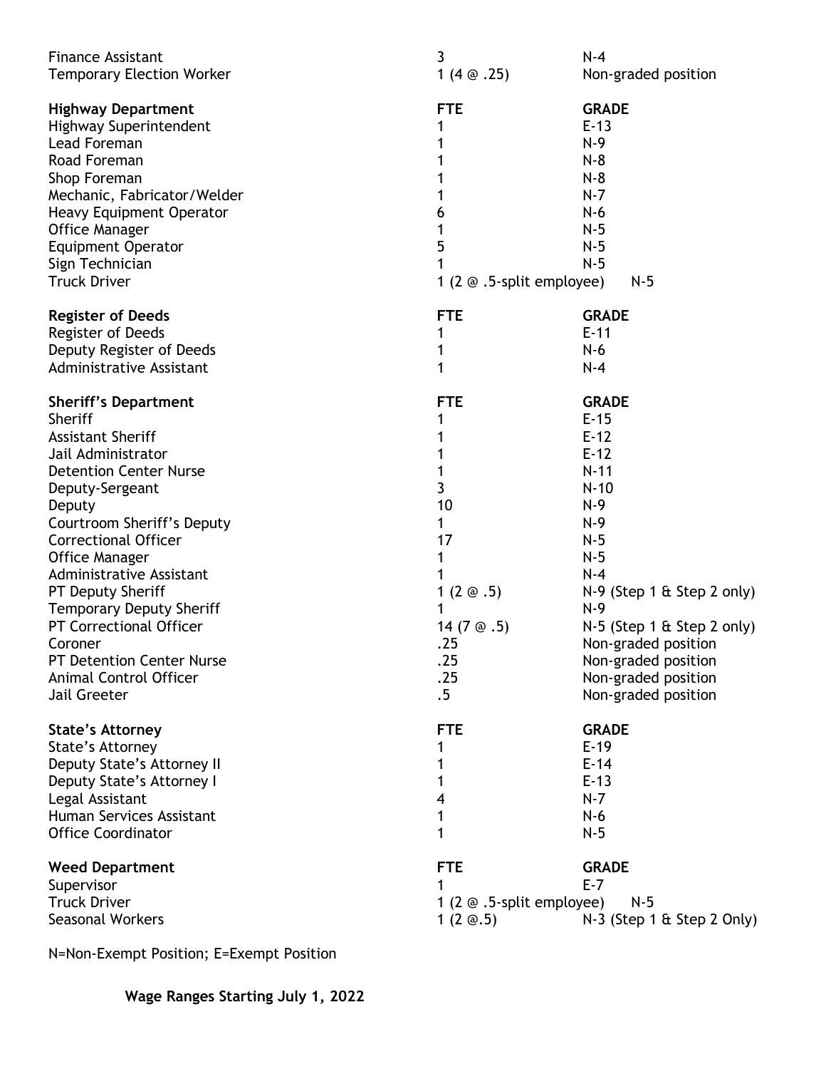| | | |
|---|---|---|
| Finance Assistant | 3 | N-4 |
| Temporary Election Worker | 1 (4 @ .25) | Non-graded position |

| **Highway Department** | **FTE** | **GRADE** |
|---|---|---|
| Highway Superintendent | 1 | E-13 |
| Lead Foreman | 1 | N-9 |
| Road Foreman | 1 | N-8 |
| Shop Foreman | 1 | N-8 |
| Mechanic, Fabricator/Welder | 1 | N-7 |
| Heavy Equipment Operator | 6 | N-6 |
| Office Manager | 1 | N-5 |
| Equipment Operator | 5 | N-5 |
| Sign Technician | 1 | N-5 |
| Truck Driver | 1 (2 @ .5-split employee) | N-5 |

| **Register of Deeds** | **FTE** | **GRADE** |
|---|---|---|
| Register of Deeds | 1 | E-11 |
| Deputy Register of Deeds | 1 | N-6 |
| Administrative Assistant | 1 | N-4 |

| **Sheriff's Department** | **FTE** | **GRADE** |
|---|---|---|
| Sheriff | 1 | E-15 |
| Assistant Sheriff | 1 | E-12 |
| Jail Administrator | 1 | E-12 |
| Detention Center Nurse | 1 | N-11 |
| Deputy-Sergeant | 3 | N-10 |
| Deputy | 10 | N-9 |
| Courtroom Sheriff's Deputy | 1 | N-9 |
| Correctional Officer | 17 | N-5 |
| Office Manager | 1 | N-5 |
| Administrative Assistant | 1 | N-4 |
| PT Deputy Sheriff | 1 (2 @ .5) | N-9 (Step 1 & Step 2 only) |
| Temporary Deputy Sheriff | 1 | N-9 |
| PT Correctional Officer | 14 (7 @ .5) | N-5 (Step 1 & Step 2 only) |
| Coroner | .25 | Non-graded position |
| PT Detention Center Nurse | .25 | Non-graded position |
| Animal Control Officer | .25 | Non-graded position |
| Jail Greeter | .5 | Non-graded position |

| **State's Attorney** | **FTE** | **GRADE** |
|---|---|---|
| State's Attorney | 1 | E-19 |
| Deputy State's Attorney II | 1 | E-14 |
| Deputy State's Attorney I | 1 | E-13 |
| Legal Assistant | 4 | N-7 |
| Human Services Assistant | 1 | N-6 |
| Office Coordinator | 1 | N-5 |

| **Weed Department** | **FTE** | **GRADE** |
|---|---|---|
| Supervisor | 1 | E-7 |
| Truck Driver | 1 (2 @ .5-split employee) | N-5 |
| Seasonal Workers | 1 (2 @.5) | N-3 (Step 1 & Step 2 Only) |

N=Non-Exempt Position; E=Exempt Position

**Wage Ranges Starting July 1, 2022**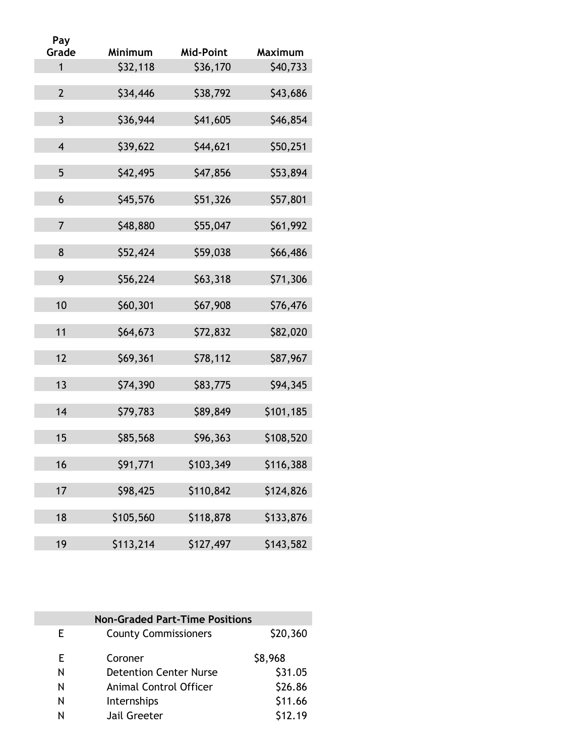| Pay Grade | Minimum | Mid-Point | Maximum |
|---|---|---|---|
| 1 | $32,118 | $36,170 | $40,733 |
| 2 | $34,446 | $38,792 | $43,686 |
| 3 | $36,944 | $41,605 | $46,854 |
| 4 | $39,622 | $44,621 | $50,251 |
| 5 | $42,495 | $47,856 | $53,894 |
| 6 | $45,576 | $51,326 | $57,801 |
| 7 | $48,880 | $55,047 | $61,992 |
| 8 | $52,424 | $59,038 | $66,486 |
| 9 | $56,224 | $63,318 | $71,306 |
| 10 | $60,301 | $67,908 | $76,476 |
| 11 | $64,673 | $72,832 | $82,020 |
| 12 | $69,361 | $78,112 | $87,967 |
| 13 | $74,390 | $83,775 | $94,345 |
| 14 | $79,783 | $89,849 | $101,185 |
| 15 | $85,568 | $96,363 | $108,520 |
| 16 | $91,771 | $103,349 | $116,388 |
| 17 | $98,425 | $110,842 | $124,826 |
| 18 | $105,560 | $118,878 | $133,876 |
| 19 | $113,214 | $127,497 | $143,582 |

| | Non-Graded Part-Time Positions | |
|---|---|---|
| E | County Commissioners | $20,360 |
| E | Coroner | $8,968 |
| N | Detention Center Nurse | $31.05 |
| N | Animal Control Officer | $26.86 |
| N | Internships | $11.66 |
| N | Jail Greeter | $12.19 |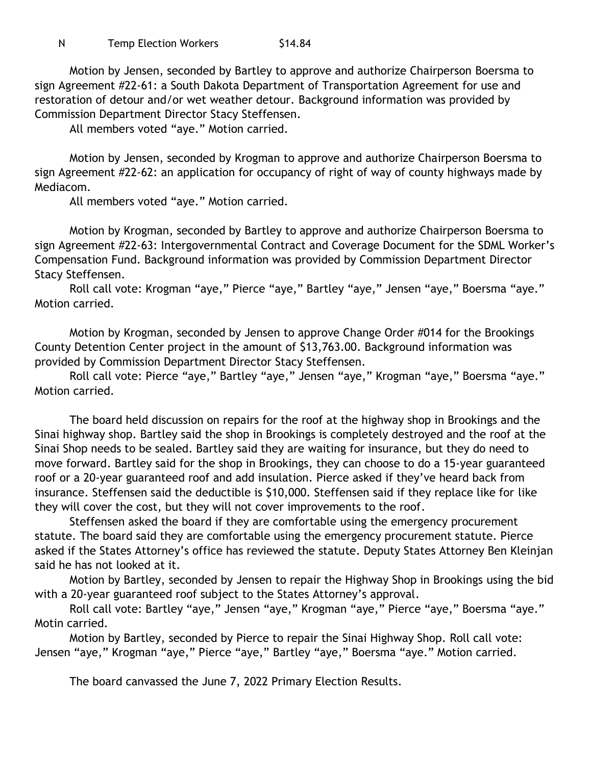N Temp Election Workers $14.84

Motion by Jensen, seconded by Bartley to approve and authorize Chairperson Boersma to sign Agreement #22-61: a South Dakota Department of Transportation Agreement for use and restoration of detour and/or wet weather detour. Background information was provided by Commission Department Director Stacy Steffensen.

All members voted "aye." Motion carried.

Motion by Jensen, seconded by Krogman to approve and authorize Chairperson Boersma to sign Agreement #22-62: an application for occupancy of right of way of county highways made by Mediacom.

All members voted "aye." Motion carried.

Motion by Krogman, seconded by Bartley to approve and authorize Chairperson Boersma to sign Agreement #22-63: Intergovernmental Contract and Coverage Document for the SDML Worker's Compensation Fund. Background information was provided by Commission Department Director Stacy Steffensen.

Roll call vote: Krogman "aye," Pierce "aye," Bartley "aye," Jensen "aye," Boersma "aye." Motion carried.

Motion by Krogman, seconded by Jensen to approve Change Order #014 for the Brookings County Detention Center project in the amount of $13,763.00. Background information was provided by Commission Department Director Stacy Steffensen.

Roll call vote: Pierce "aye," Bartley "aye," Jensen "aye," Krogman "aye," Boersma "aye." Motion carried.

The board held discussion on repairs for the roof at the highway shop in Brookings and the Sinai highway shop. Bartley said the shop in Brookings is completely destroyed and the roof at the Sinai Shop needs to be sealed. Bartley said they are waiting for insurance, but they do need to move forward. Bartley said for the shop in Brookings, they can choose to do a 15-year guaranteed roof or a 20-year guaranteed roof and add insulation. Pierce asked if they've heard back from insurance. Steffensen said the deductible is $10,000. Steffensen said if they replace like for like they will cover the cost, but they will not cover improvements to the roof.

Steffensen asked the board if they are comfortable using the emergency procurement statute. The board said they are comfortable using the emergency procurement statute. Pierce asked if the States Attorney's office has reviewed the statute. Deputy States Attorney Ben Kleinjan said he has not looked at it.

Motion by Bartley, seconded by Jensen to repair the Highway Shop in Brookings using the bid with a 20-year guaranteed roof subject to the States Attorney's approval.

Roll call vote: Bartley "aye," Jensen "aye," Krogman "aye," Pierce "aye," Boersma "aye." Motin carried.

Motion by Bartley, seconded by Pierce to repair the Sinai Highway Shop. Roll call vote: Jensen "aye," Krogman "aye," Pierce "aye," Bartley "aye," Boersma "aye." Motion carried.

The board canvassed the June 7, 2022 Primary Election Results.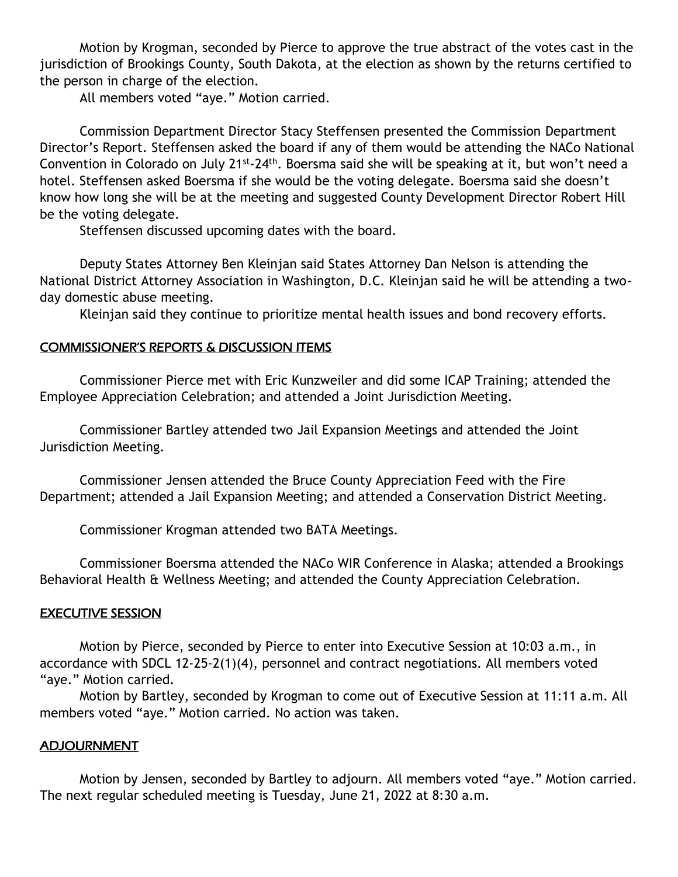Motion by Krogman, seconded by Pierce to approve the true abstract of the votes cast in the jurisdiction of Brookings County, South Dakota, at the election as shown by the returns certified to the person in charge of the election.

All members voted "aye." Motion carried.

Commission Department Director Stacy Steffensen presented the Commission Department Director's Report. Steffensen asked the board if any of them would be attending the NACo National Convention in Colorado on July 21st-24th. Boersma said she will be speaking at it, but won't need a hotel. Steffensen asked Boersma if she would be the voting delegate. Boersma said she doesn't know how long she will be at the meeting and suggested County Development Director Robert Hill be the voting delegate.

Steffensen discussed upcoming dates with the board.

Deputy States Attorney Ben Kleinjan said States Attorney Dan Nelson is attending the National District Attorney Association in Washington, D.C. Kleinjan said he will be attending a two-day domestic abuse meeting.

Kleinjan said they continue to prioritize mental health issues and bond recovery efforts.

## COMMISSIONER'S REPORTS & DISCUSSION ITEMS

Commissioner Pierce met with Eric Kunzweiler and did some ICAP Training; attended the Employee Appreciation Celebration; and attended a Joint Jurisdiction Meeting.

Commissioner Bartley attended two Jail Expansion Meetings and attended the Joint Jurisdiction Meeting.

Commissioner Jensen attended the Bruce County Appreciation Feed with the Fire Department; attended a Jail Expansion Meeting; and attended a Conservation District Meeting.

Commissioner Krogman attended two BATA Meetings.

Commissioner Boersma attended the NACo WIR Conference in Alaska; attended a Brookings Behavioral Health & Wellness Meeting; and attended the County Appreciation Celebration.

## EXECUTIVE SESSION

Motion by Pierce, seconded by Pierce to enter into Executive Session at 10:03 a.m., in accordance with SDCL 12-25-2(1)(4), personnel and contract negotiations. All members voted "aye." Motion carried.

Motion by Bartley, seconded by Krogman to come out of Executive Session at 11:11 a.m. All members voted "aye." Motion carried. No action was taken.

## ADJOURNMENT

Motion by Jensen, seconded by Bartley to adjourn. All members voted "aye." Motion carried. The next regular scheduled meeting is Tuesday, June 21, 2022 at 8:30 a.m.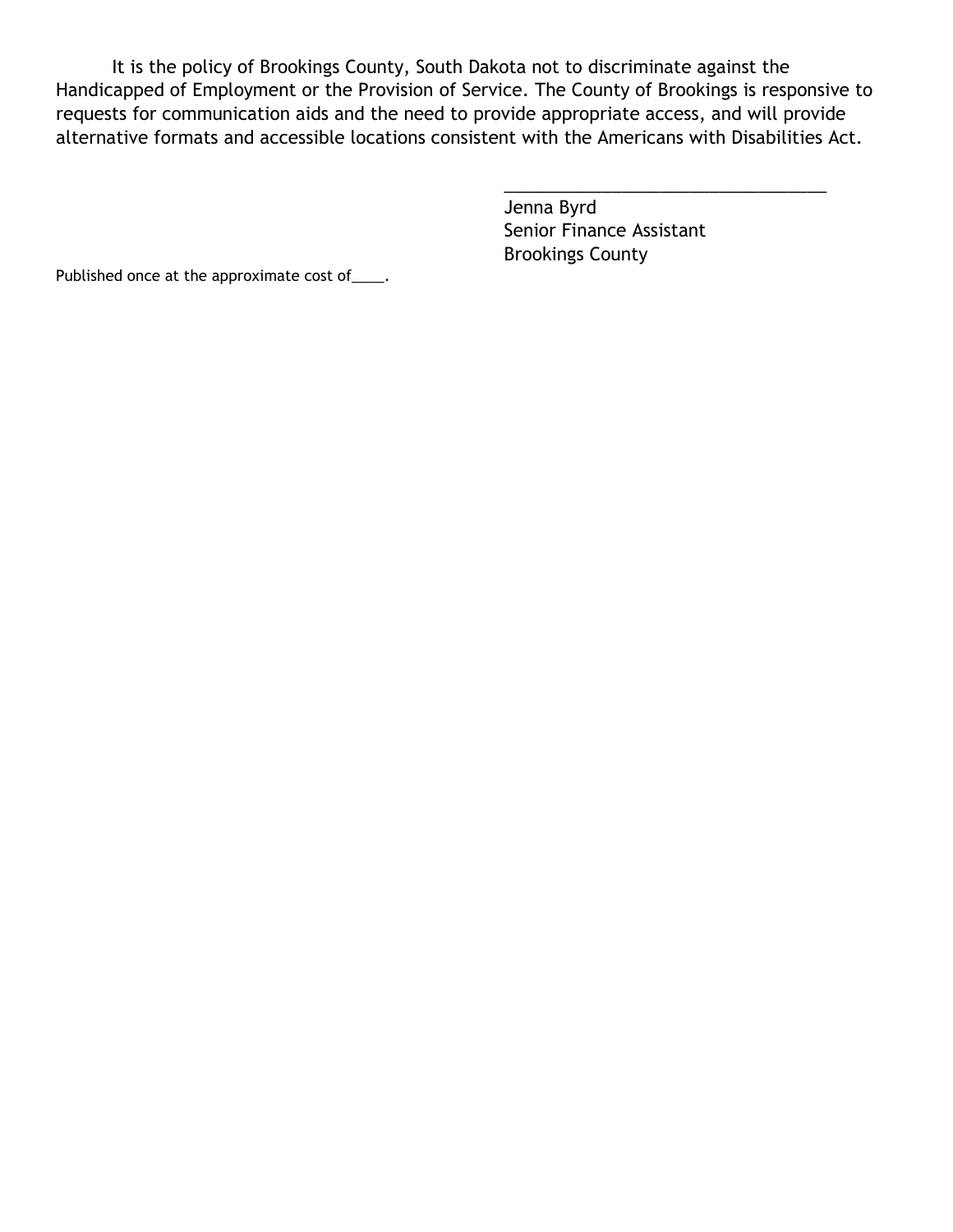It is the policy of Brookings County, South Dakota not to discriminate against the Handicapped of Employment or the Provision of Service. The County of Brookings is responsive to requests for communication aids and the need to provide appropriate access, and will provide alternative formats and accessible locations consistent with the Americans with Disabilities Act.

\_\_\_\_\_\_\_\_\_\_\_\_\_\_\_\_\_\_\_\_\_\_\_\_\_\_\_\_\_\_\_\_\_\_\_\_

Jenna Byrd
Senior Finance Assistant
Brookings County

Published once at the approximate cost of\_\_\_\_.